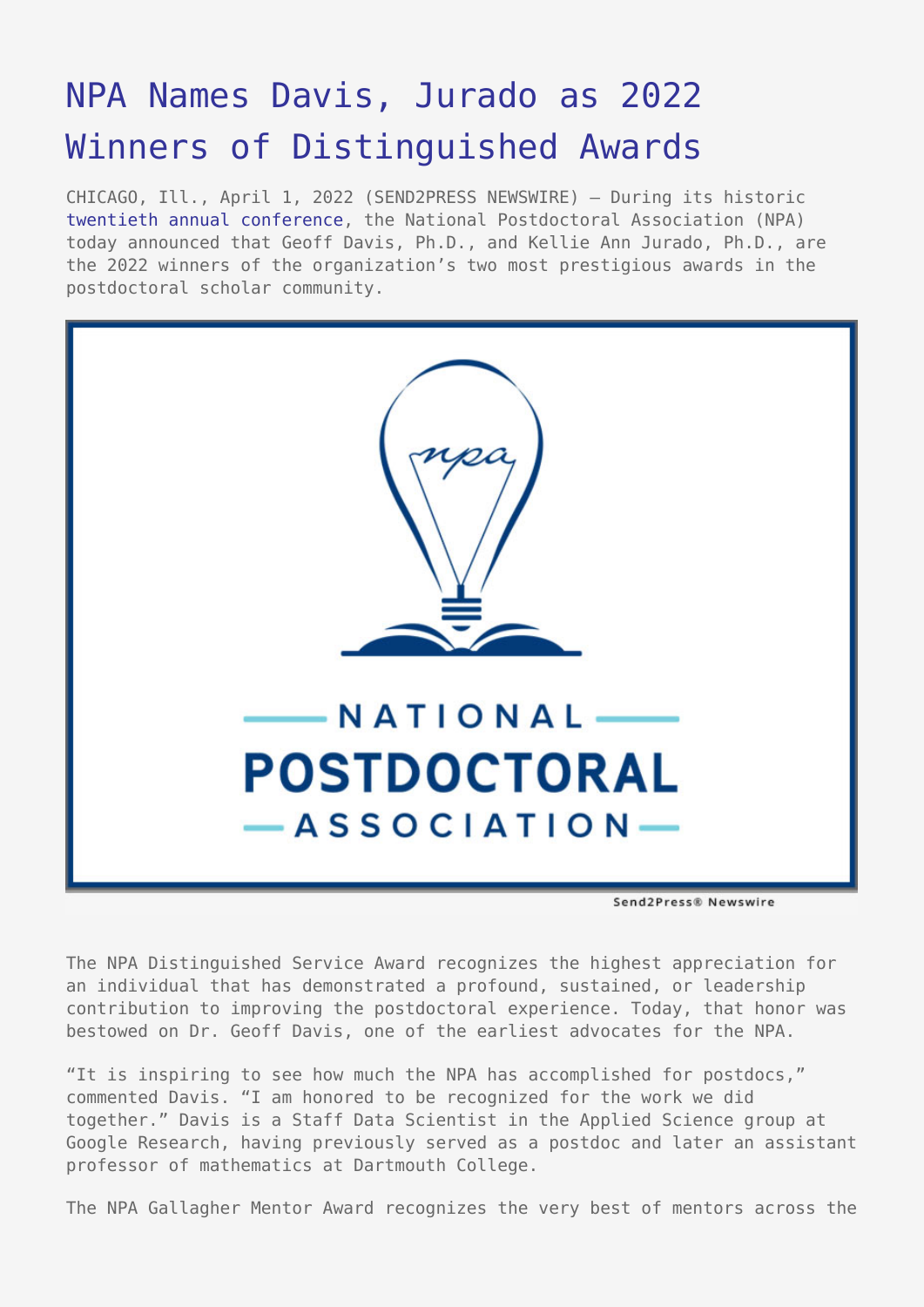# NPA Names Davis, Jurado as 2022 Winners of Distinguished Awards

CHICAGO, Ill., April 1, 2022 (SEND2PRESS NEWSWIRE) — During its historic twentieth annual conference, the National Postdoctoral Association (NPA) today announced that Geoff Davis, Ph.D., and Kellie Ann Jurado, Ph.D., are the 2022 winners of the organization's two most prestigious awards in the postdoctoral scholar community.

The NPA Distinguished Service Award recognizes the highest appreciation for an individual that has demonstrated a profound, sustained, or leadership contribution to improving the postdoctoral experience. Today, that honor was bestowed on Dr. Geoff Davis, one of the earliest advocates for the NPA.

"It is inspiring to see how much the NPA has accomplished for postdocs," commented Davis. "I am honored to be recognized for the work we did together." Davis is a Staff Data Scientist in the Applied Science group at Google Research, having previously served as a postdoc and later an assistant professor of mathematics at Dartmouth College.

The NPA Gallagher Mentor Award recognizes the very best of mentors across the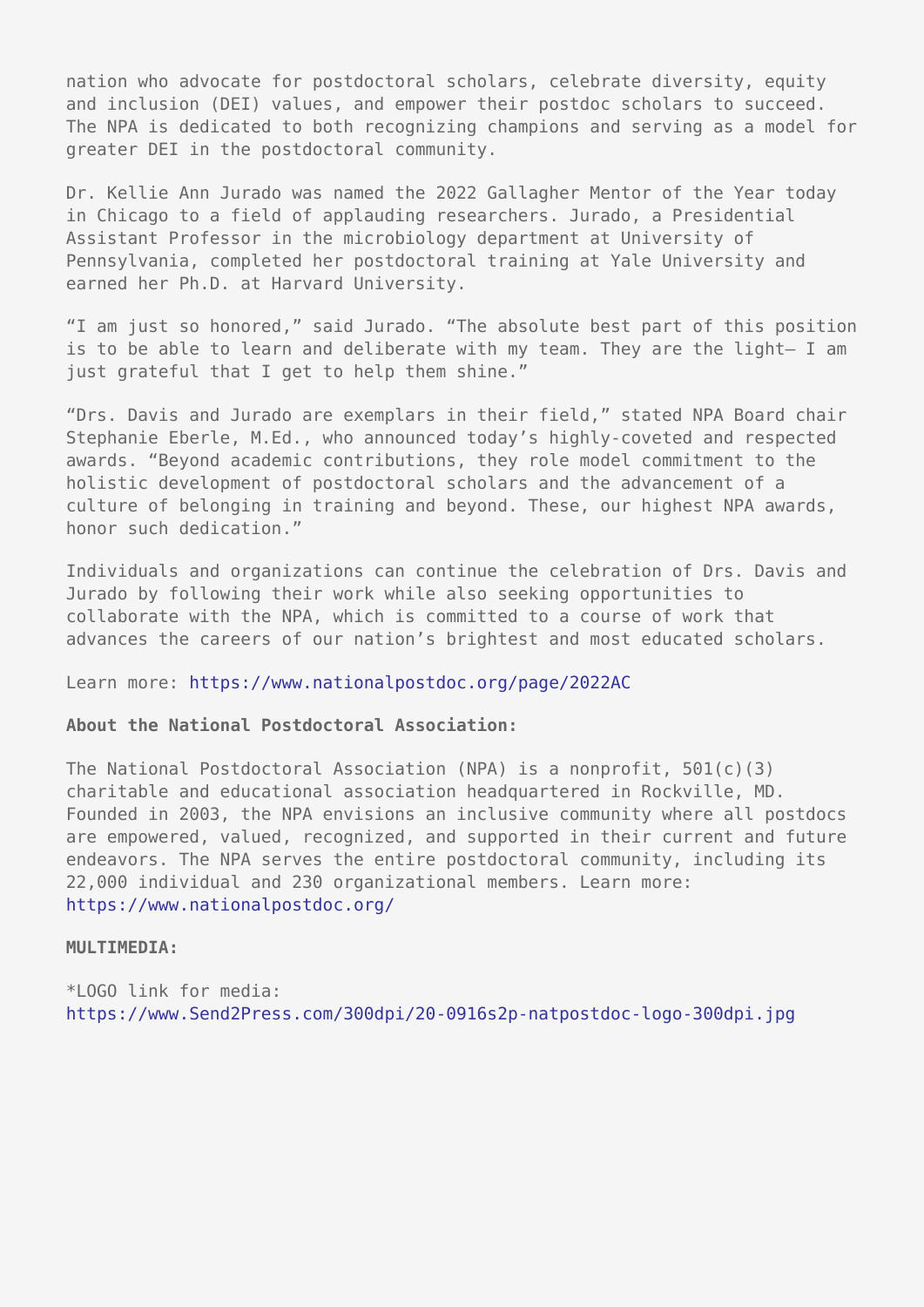nation who advocate for postdoctoral scholars, celebrate diversity, equity and inclusion (DEI) values, and empower their postdoc scholars to succeed. The NPA is dedicated to both recognizing champions and serving as a model for greater DEI in the postdoctoral community.

Dr. Kellie Ann Jurado was named the 2022 Gallagher Mentor of the Year today in Chicago to a field of applauding researchers. Jurado, a Presidential Assistant Professor in the microbiology department at University of Pennsylvania, completed her postdoctoral training at Yale University and earned her Ph.D. at Harvard University.

“I am just so honored,” said Jurado. “The absolute best part of this position is to be able to learn and deliberate with my team. They are the light— I am just grateful that I get to help them shine.”

“Drs. Davis and Jurado are exemplars in their field,” stated NPA Board chair Stephanie Eberle, M.Ed., who announced today’s highly-coveted and respected awards. “Beyond academic contributions, they role model commitment to the holistic development of postdoctoral scholars and the advancement of a culture of belonging in training and beyond. These, our highest NPA awards, honor such dedication.”

Individuals and organizations can continue the celebration of Drs. Davis and Jurado by following their work while also seeking opportunities to collaborate with the NPA, which is committed to a course of work that advances the careers of our nation’s brightest and most educated scholars.

Learn more: https://www.nationalpostdoc.org/page/2022AC

**About the National Postdoctoral Association:**

The National Postdoctoral Association (NPA) is a nonprofit, 501(c)(3) charitable and educational association headquartered in Rockville, MD. Founded in 2003, the NPA envisions an inclusive community where all postdocs are empowered, valued, recognized, and supported in their current and future endeavors. The NPA serves the entire postdoctoral community, including its 22,000 individual and 230 organizational members. Learn more: https://www.nationalpostdoc.org/

**MULTIMEDIA:**

*LOGO link for media:
https://www.Send2Press.com/300dpi/20-0916s2p-natpostdoc-logo-300dpi.jpg